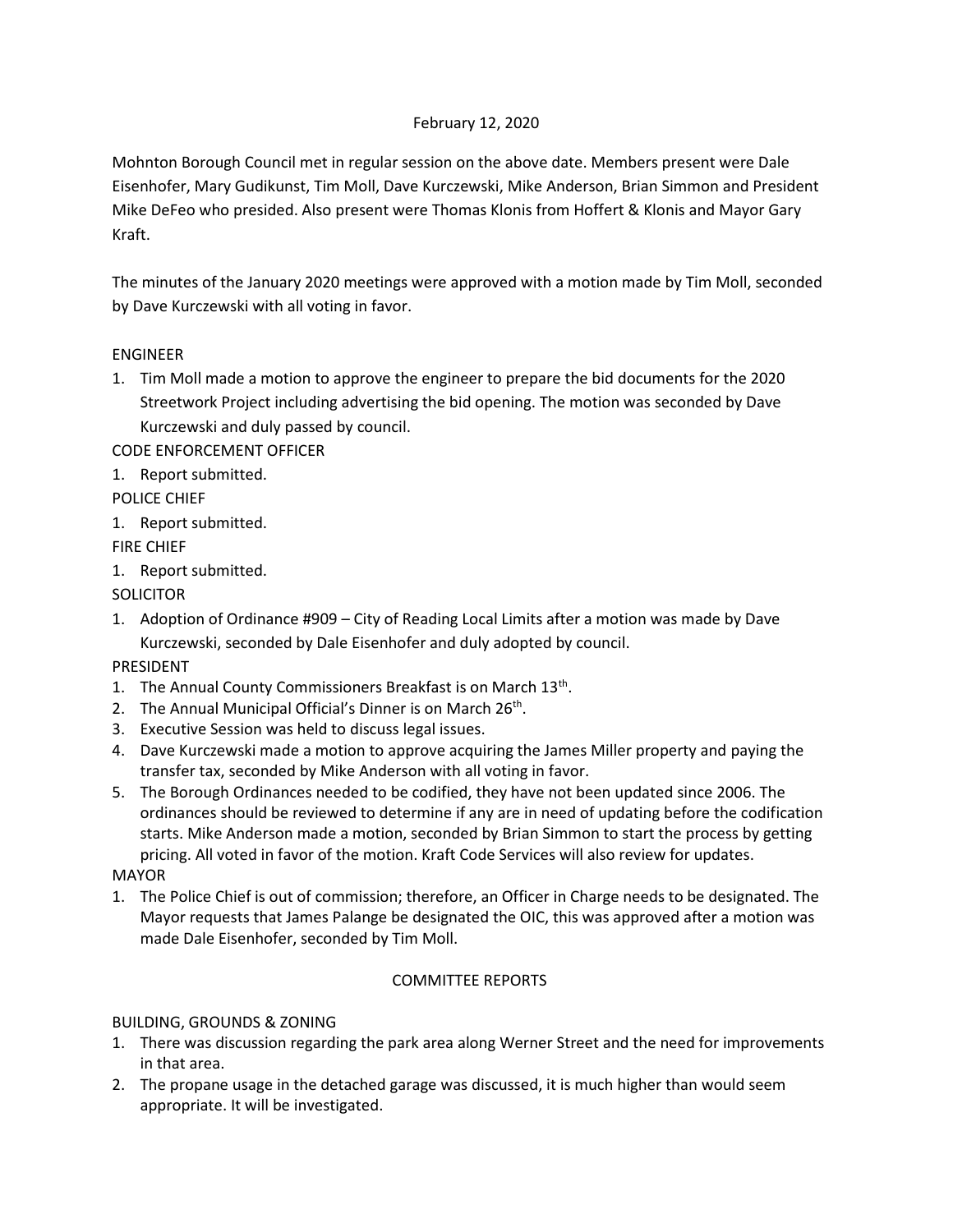February 12, 2020

Mohnton Borough Council met in regular session on the above date. Members present were Dale Eisenhofer, Mary Gudikunst, Tim Moll, Dave Kurczewski, Mike Anderson, Brian Simmon and President Mike DeFeo who presided. Also present were Thomas Klonis from Hoffert & Klonis and Mayor Gary Kraft.

The minutes of the January 2020 meetings were approved with a motion made by Tim Moll, seconded by Dave Kurczewski with all voting in favor.

ENGINEER

1. Tim Moll made a motion to approve the engineer to prepare the bid documents for the 2020 Streetwork Project including advertising the bid opening. The motion was seconded by Dave Kurczewski and duly passed by council.

CODE ENFORCEMENT OFFICER

1. Report submitted.

POLICE CHIEF

1. Report submitted.

FIRE CHIEF

1. Report submitted.

SOLICITOR

1. Adoption of Ordinance #909 – City of Reading Local Limits after a motion was made by Dave Kurczewski, seconded by Dale Eisenhofer and duly adopted by council.

PRESIDENT

1. The Annual County Commissioners Breakfast is on March 13th.
2. The Annual Municipal Official's Dinner is on March 26th.
3. Executive Session was held to discuss legal issues.
4. Dave Kurczewski made a motion to approve acquiring the James Miller property and paying the transfer tax, seconded by Mike Anderson with all voting in favor.
5. The Borough Ordinances needed to be codified, they have not been updated since 2006. The ordinances should be reviewed to determine if any are in need of updating before the codification starts. Mike Anderson made a motion, seconded by Brian Simmon to start the process by getting pricing. All voted in favor of the motion. Kraft Code Services will also review for updates.

MAYOR

1. The Police Chief is out of commission; therefore, an Officer in Charge needs to be designated. The Mayor requests that James Palange be designated the OIC, this was approved after a motion was made Dale Eisenhofer, seconded by Tim Moll.

COMMITTEE REPORTS

BUILDING, GROUNDS & ZONING

1. There was discussion regarding the park area along Werner Street and the need for improvements in that area.
2. The propane usage in the detached garage was discussed, it is much higher than would seem appropriate. It will be investigated.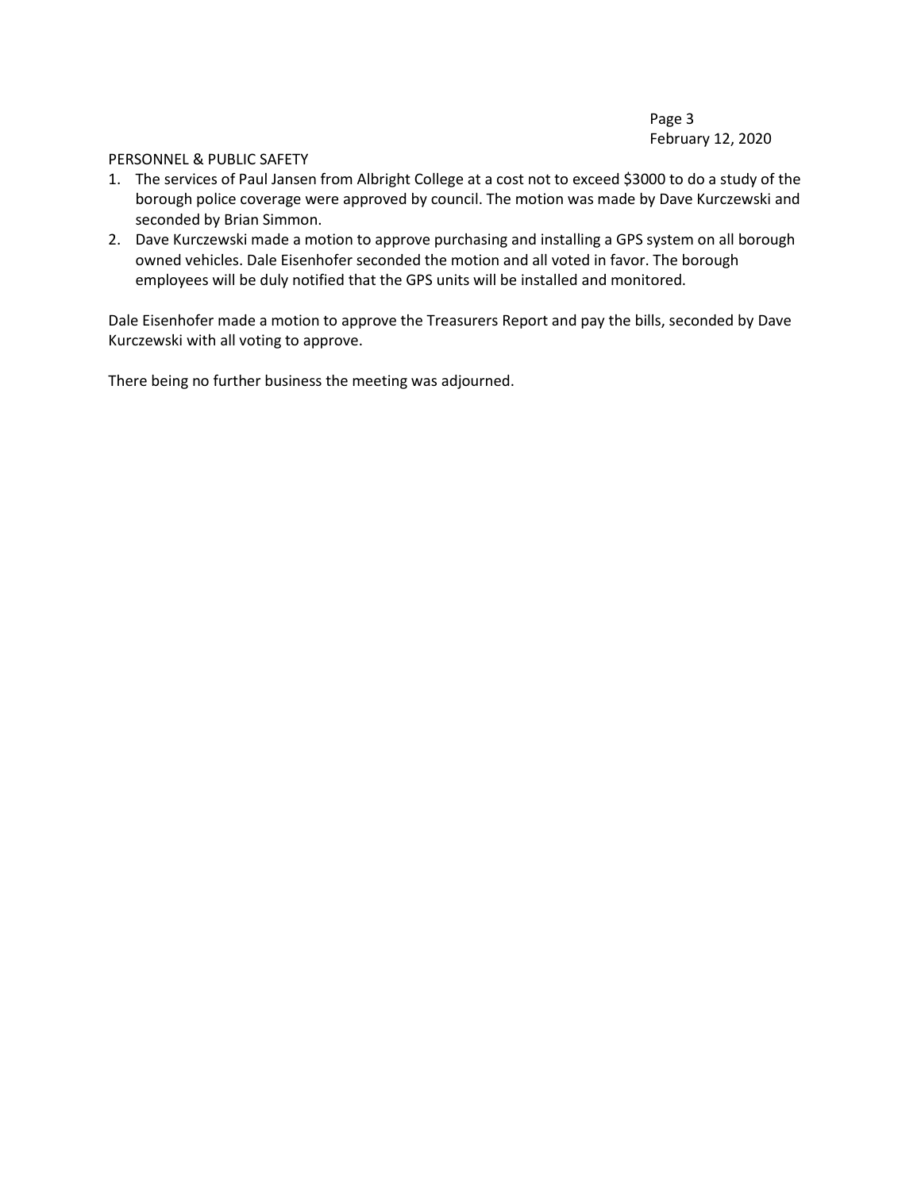PERSONNEL & PUBLIC SAFETY

1. The services of Paul Jansen from Albright College at a cost not to exceed $3000 to do a study of the borough police coverage were approved by council. The motion was made by Dave Kurczewski and seconded by Brian Simmon.
2. Dave Kurczewski made a motion to approve purchasing and installing a GPS system on all borough owned vehicles. Dale Eisenhofer seconded the motion and all voted in favor. The borough employees will be duly notified that the GPS units will be installed and monitored.

Dale Eisenhofer made a motion to approve the Treasurers Report and pay the bills, seconded by Dave Kurczewski with all voting to approve.

There being no further business the meeting was adjourned.